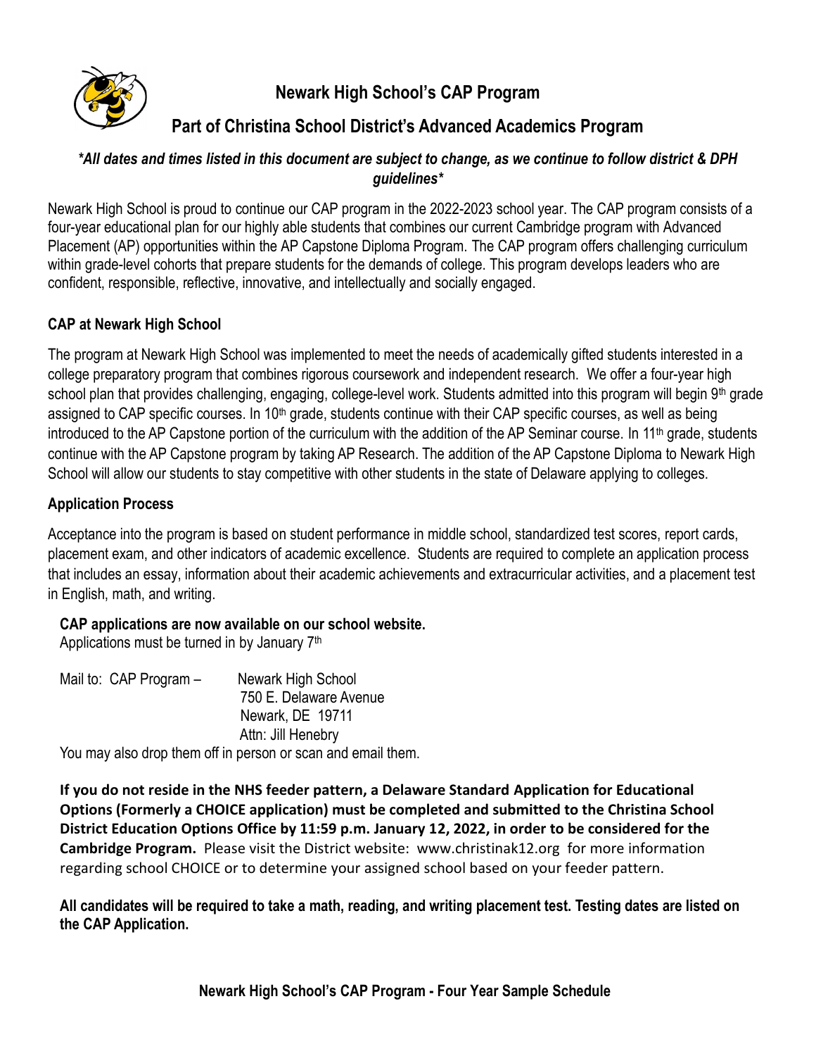# Newark High School's CAP Program

## Part of Christina School District's Advanced Academics Program

***All dates and times listed in this document are subject to change, as we continue to follow district & DPH guidelines***

Newark High School is proud to continue our CAP program in the 2022-2023 school year. The CAP program consists of a four-year educational plan for our highly able students that combines our current Cambridge program with Advanced Placement (AP) opportunities within the AP Capstone Diploma Program. The CAP program offers challenging curriculum within grade-level cohorts that prepare students for the demands of college. This program develops leaders who are confident, responsible, reflective, innovative, and intellectually and socially engaged.

### CAP at Newark High School

The program at Newark High School was implemented to meet the needs of academically gifted students interested in a college preparatory program that combines rigorous coursework and independent research. We offer a four-year high school plan that provides challenging, engaging, college-level work. Students admitted into this program will begin 9th grade assigned to CAP specific courses. In 10th grade, students continue with their CAP specific courses, as well as being introduced to the AP Capstone portion of the curriculum with the addition of the AP Seminar course. In 11th grade, students continue with the AP Capstone program by taking AP Research. The addition of the AP Capstone Diploma to Newark High School will allow our students to stay competitive with other students in the state of Delaware applying to colleges.

### Application Process

Acceptance into the program is based on student performance in middle school, standardized test scores, report cards, placement exam, and other indicators of academic excellence. Students are required to complete an application process that includes an essay, information about their academic achievements and extracurricular activities, and a placement test in English, math, and writing.

**CAP applications are now available on our school website.**
Applications must be turned in by January 7th

Mail to: CAP Program – Newark High School
750 E. Delaware Avenue
Newark, DE 19711
Attn: Jill Henebry

You may also drop them off in person or scan and email them.

**If you do not reside in the NHS feeder pattern, a Delaware Standard Application for Educational Options (Formerly a CHOICE application) must be completed and submitted to the Christina School District Education Options Office by 11:59 p.m. January 12, 2022, in order to be considered for the Cambridge Program.** Please visit the District website: www.christinak12.org for more information regarding school CHOICE or to determine your assigned school based on your feeder pattern.

**All candidates will be required to take a math, reading, and writing placement test. Testing dates are listed on the CAP Application.**

**Newark High School's CAP Program - Four Year Sample Schedule**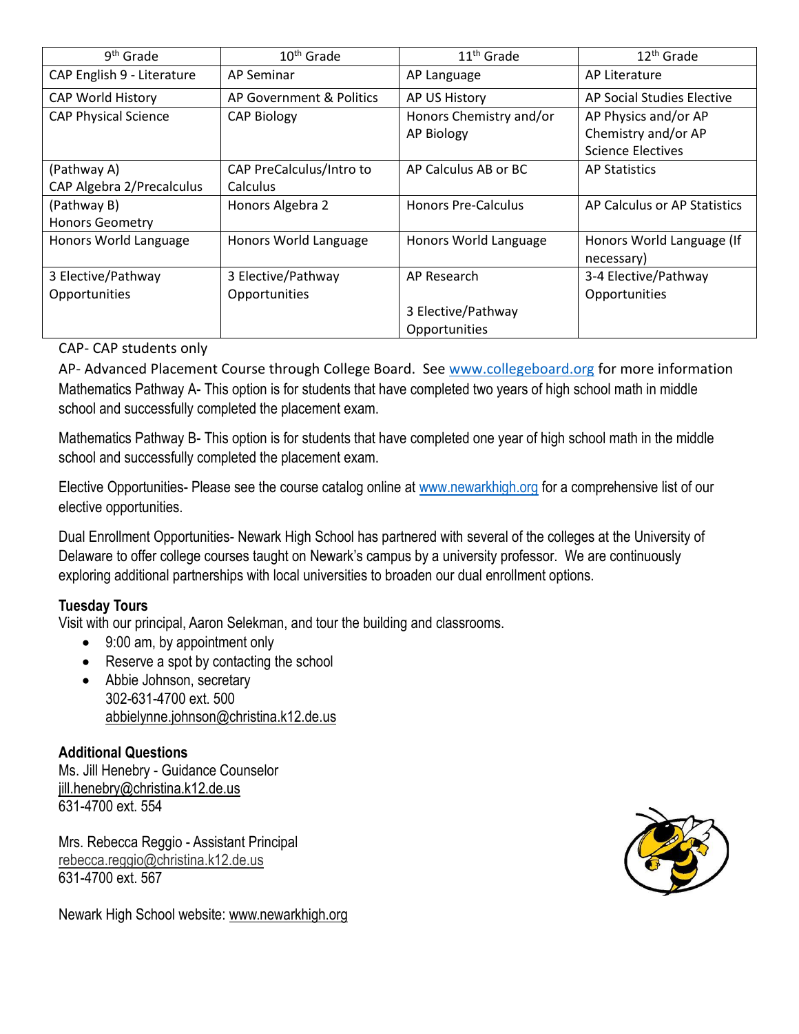| 9th Grade | 10th Grade | 11th Grade | 12th Grade |
|---|---|---|---|
| CAP English 9 - Literature | AP Seminar | AP Language | AP Literature |
| CAP World History | AP Government & Politics | AP US History | AP Social Studies Elective |
| CAP Physical Science | CAP Biology | Honors Chemistry and/or AP Biology | AP Physics and/or AP Chemistry and/or AP Science Electives |
| (Pathway A) CAP Algebra 2/Precalculus | CAP PreCalculus/Intro to Calculus | AP Calculus AB or BC | AP Statistics |
| (Pathway B) Honors Geometry | Honors Algebra 2 | Honors Pre-Calculus | AP Calculus or AP Statistics |
| Honors World Language | Honors World Language | Honors World Language | Honors World Language (If necessary) |
| 3 Elective/Pathway Opportunities | 3 Elective/Pathway Opportunities | AP Research<br><br>3 Elective/Pathway Opportunities | 3-4 Elective/Pathway Opportunities |

CAP- CAP students only

AP- Advanced Placement Course through College Board. See www.collegeboard.org for more information

Mathematics Pathway A- This option is for students that have completed two years of high school math in middle school and successfully completed the placement exam.

Mathematics Pathway B- This option is for students that have completed one year of high school math in the middle school and successfully completed the placement exam.

Elective Opportunities- Please see the course catalog online at www.newarkhigh.org for a comprehensive list of our elective opportunities.

Dual Enrollment Opportunities- Newark High School has partnered with several of the colleges at the University of Delaware to offer college courses taught on Newark's campus by a university professor. We are continuously exploring additional partnerships with local universities to broaden our dual enrollment options.

**Tuesday Tours**

Visit with our principal, Aaron Selekman, and tour the building and classrooms.

- 9:00 am, by appointment only
- Reserve a spot by contacting the school
- Abbie Johnson, secretary
  302-631-4700 ext. 500
  abbielynne.johnson@christina.k12.de.us

**Additional Questions**

Ms. Jill Henebry - Guidance Counselor
jill.henebry@christina.k12.de.us
631-4700 ext. 554

Mrs. Rebecca Reggio - Assistant Principal
rebecca.reggio@christina.k12.de.us
631-4700 ext. 567

Newark High School website: www.newarkhigh.org